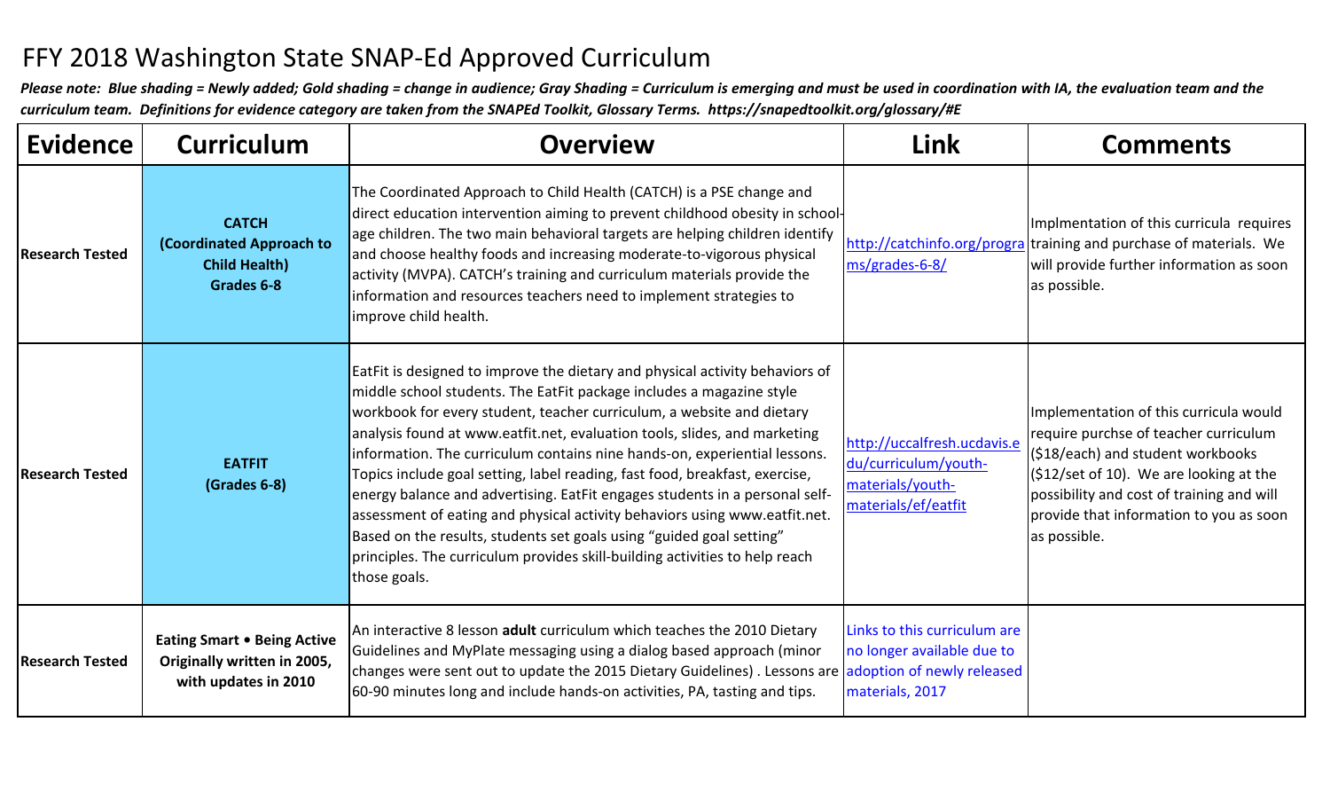# FFY 2018 Washington State SNAP-Ed Approved Curriculum

***Please note: Blue shading = Newly added; Gold shading = change in audience; Gray Shading = Curriculum is emerging and must be used in coordination with IA, the evaluation team and the curriculum team. Definitions for evidence category are taken from the SNAPEd Toolkit, Glossary Terms. https://snapedtoolkit.org/glossary/#E***

| Evidence | Curriculum | Overview | Link | Comments |
|---|---|---|---|---|
| **Research Tested** | **CATCH (Coordinated Approach to Child Health) Grades 6-8** | The Coordinated Approach to Child Health (CATCH) is a PSE change and direct education intervention aiming to prevent childhood obesity in school-age children. The two main behavioral targets are helping children identify and choose healthy foods and increasing moderate-to-vigorous physical activity (MVPA). CATCH's training and curriculum materials provide the information and resources teachers need to implement strategies to improve child health. | http://catchinfo.org/programs/grades-6-8/ | Implmentation of this curricula requires training and purchase of materials. We will provide further information as soon as possible. |
| **Research Tested** | **EATFIT (Grades 6-8)** | EatFit is designed to improve the dietary and physical activity behaviors of middle school students. The EatFit package includes a magazine style workbook for every student, teacher curriculum, a website and dietary analysis found at www.eatfit.net, evaluation tools, slides, and marketing information. The curriculum contains nine hands-on, experiential lessons. Topics include goal setting, label reading, fast food, breakfast, exercise, energy balance and advertising. EatFit engages students in a personal self-assessment of eating and physical activity behaviors using www.eatfit.net. Based on the results, students set goals using "guided goal setting" principles. The curriculum provides skill-building activities to help reach those goals. | http://uccalfresh.ucdavis.edu/curriculum/youth-materials/youth-materials/ef/eatfit | Implementation of this curricula would require purchse of teacher curriculum ($18/each) and student workbooks ($12/set of 10). We are looking at the possibility and cost of training and will provide that information to you as soon as possible. |
| **Research Tested** | **Eating Smart • Being Active Originally written in 2005, with updates in 2010** | An interactive 8 lesson **adult** curriculum which teaches the 2010 Dietary Guidelines and MyPlate messaging using a dialog based approach (minor changes were sent out to update the 2015 Dietary Guidelines) . Lessons are 60-90 minutes long and include hands-on activities, PA, tasting and tips. | Links to this curriculum are no longer available due to adoption of newly released materials, 2017 | |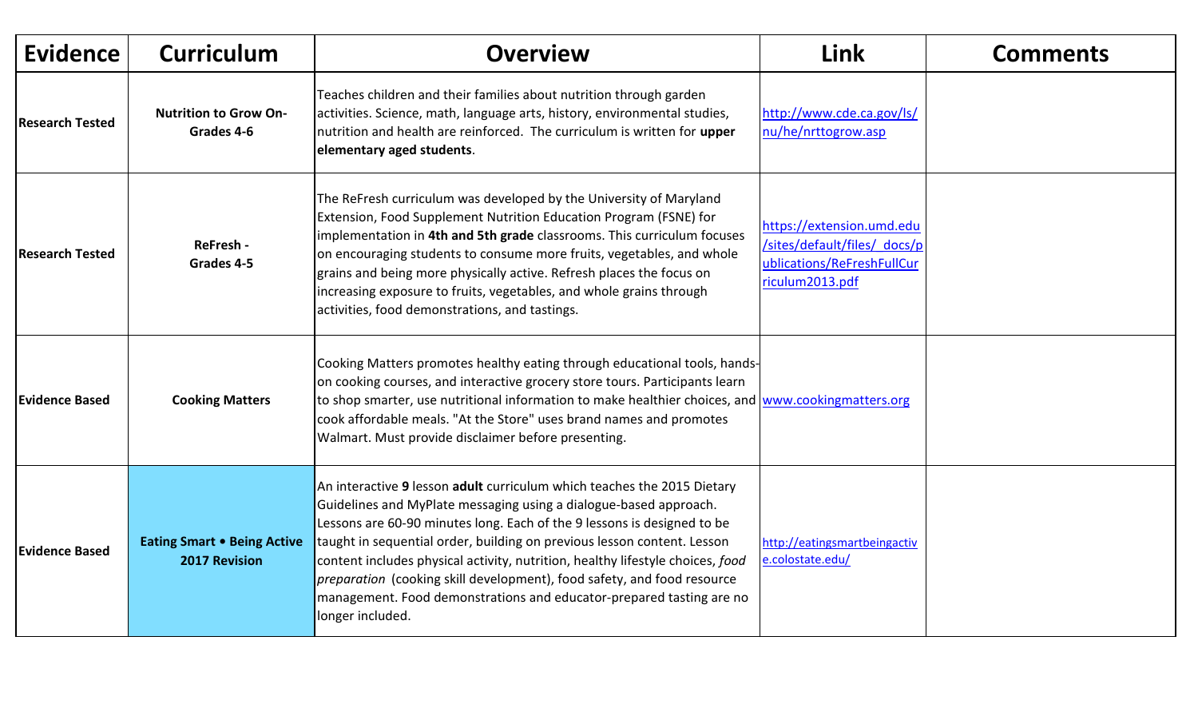| Evidence | Curriculum | Overview | Link | Comments |
|---|---|---|---|---|
| **Research Tested** | **Nutrition to Grow On- Grades 4-6** | Teaches children and their families about nutrition through garden activities. Science, math, language arts, history, environmental studies, nutrition and health are reinforced. The curriculum is written for **upper elementary aged students**. | http://www.cde.ca.gov/ls/nu/he/nrttogrow.asp | |
| **Research Tested** | **ReFresh - Grades 4-5** | The ReFresh curriculum was developed by the University of Maryland Extension, Food Supplement Nutrition Education Program (FSNE) for implementation in **4th and 5th grade** classrooms. This curriculum focuses on encouraging students to consume more fruits, vegetables, and whole grains and being more physically active. Refresh places the focus on increasing exposure to fruits, vegetables, and whole grains through activities, food demonstrations, and tastings. | https://extension.umd.edu/sites/default/files/_docs/publications/ReFreshFullCurriculum2013.pdf | |
| **Evidence Based** | **Cooking Matters** | Cooking Matters promotes healthy eating through educational tools, hands-on cooking courses, and interactive grocery store tours. Participants learn to shop smarter, use nutritional information to make healthier choices, and cook affordable meals. "At the Store" uses brand names and promotes Walmart. Must provide disclaimer before presenting. | www.cookingmatters.org | |
| **Evidence Based** | **Eating Smart • Being Active 2017 Revision** | An interactive **9** lesson **adult** curriculum which teaches the 2015 Dietary Guidelines and MyPlate messaging using a dialogue-based approach. Lessons are 60-90 minutes long. Each of the 9 lessons is designed to be taught in sequential order, building on previous lesson content. Lesson content includes physical activity, nutrition, healthy lifestyle choices, *food preparation* (cooking skill development), food safety, and food resource management. Food demonstrations and educator-prepared tasting are no longer included. | http://eatingsmartbeingactive.colostate.edu/ | |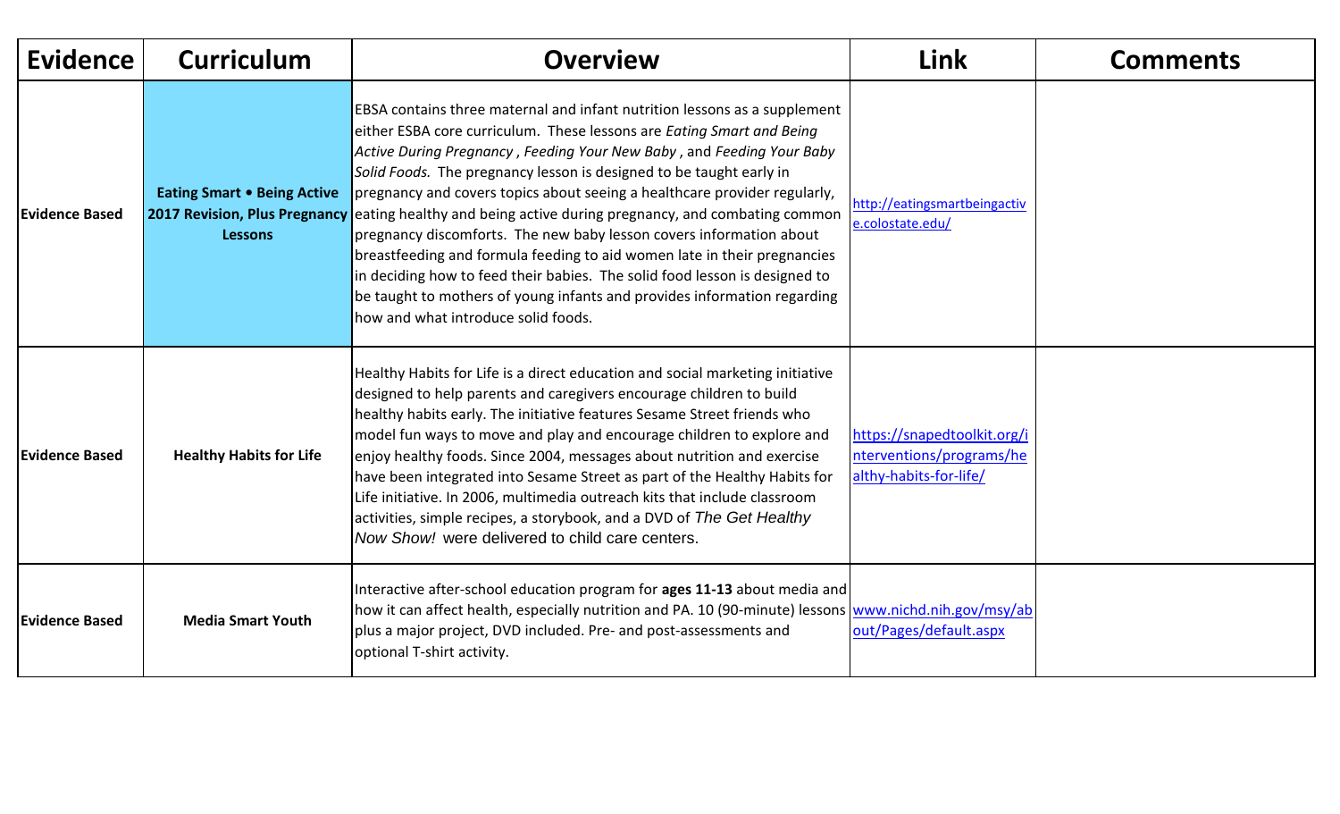| Evidence | Curriculum | Overview | Link | Comments |
|---|---|---|---|---|
| Evidence Based | **Eating Smart • Being Active 2017 Revision, Plus Pregnancy Lessons** | EBSA contains three maternal and infant nutrition lessons as a supplement either ESBA core curriculum. These lessons are *Eating Smart and Being Active During Pregnancy* , *Feeding Your New Baby* , and *Feeding Your Baby Solid Foods.* The pregnancy lesson is designed to be taught early in pregnancy and covers topics about seeing a healthcare provider regularly, eating healthy and being active during pregnancy, and combating common pregnancy discomforts. The new baby lesson covers information about breastfeeding and formula feeding to aid women late in their pregnancies in deciding how to feed their babies. The solid food lesson is designed to be taught to mothers of young infants and provides information regarding how and what introduce solid foods. | http://eatingsmartbeingactive.colostate.edu/ | |
| Evidence Based | **Healthy Habits for Life** | Healthy Habits for Life is a direct education and social marketing initiative designed to help parents and caregivers encourage children to build healthy habits early. The initiative features Sesame Street friends who model fun ways to move and play and encourage children to explore and enjoy healthy foods. Since 2004, messages about nutrition and exercise have been integrated into Sesame Street as part of the Healthy Habits for Life initiative. In 2006, multimedia outreach kits that include classroom activities, simple recipes, a storybook, and a DVD of *The Get Healthy Now Show!* were delivered to child care centers. | https://snapedtoolkit.org/interventions/programs/healthy-habits-for-life/ | |
| Evidence Based | **Media Smart Youth** | Interactive after-school education program for **ages 11-13** about media and how it can affect health, especially nutrition and PA. 10 (90-minute) lessons plus a major project, DVD included. Pre- and post-assessments and optional T-shirt activity. | www.nichd.nih.gov/msy/about/Pages/default.aspx | |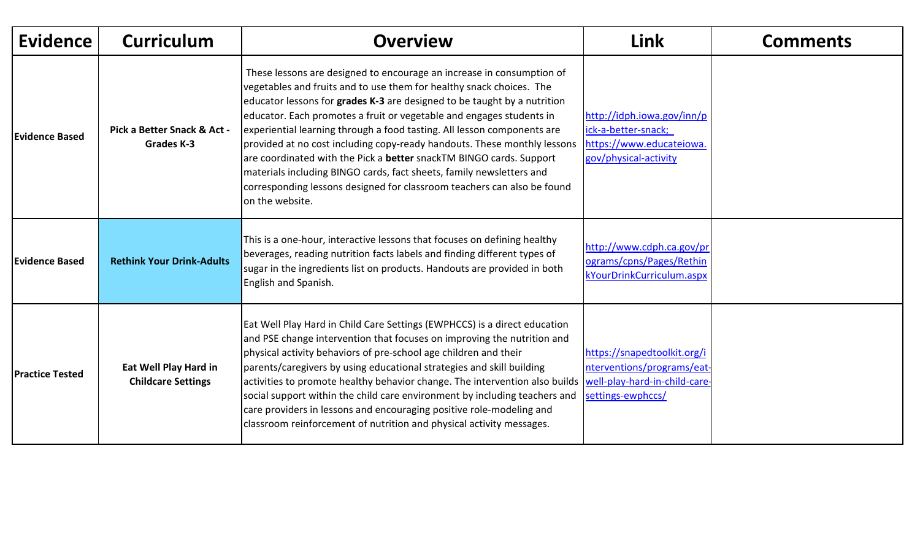| Evidence | Curriculum | Overview | Link | Comments |
| --- | --- | --- | --- | --- |
| **Evidence Based** | **Pick a Better Snack & Act - Grades K-3** | These lessons are designed to encourage an increase in consumption of vegetables and fruits and to use them for healthy snack choices. The educator lessons for **grades K-3** are designed to be taught by a nutrition educator. Each promotes a fruit or vegetable and engages students in experiential learning through a food tasting. All lesson components are provided at no cost including copy-ready handouts. These monthly lessons are coordinated with the Pick a **better** snackTM BINGO cards. Support materials including BINGO cards, fact sheets, family newsletters and corresponding lessons designed for classroom teachers can also be found on the website. | http://idph.iowa.gov/inn/pick-a-better-snack; https://www.educateiowa.gov/physical-activity | |
| **Evidence Based** | **Rethink Your Drink-Adults** | This is a one-hour, interactive lessons that focuses on defining healthy beverages, reading nutrition facts labels and finding different types of sugar in the ingredients list on products. Handouts are provided in both English and Spanish. | http://www.cdph.ca.gov/programs/cpns/Pages/RethinkYourDrinkCurriculum.aspx | |
| **Practice Tested** | **Eat Well Play Hard in Childcare Settings** | Eat Well Play Hard in Child Care Settings (EWPHCCS) is a direct education and PSE change intervention that focuses on improving the nutrition and physical activity behaviors of pre-school age children and their parents/caregivers by using educational strategies and skill building activities to promote healthy behavior change. The intervention also builds social support within the child care environment by including teachers and care providers in lessons and encouraging positive role-modeling and classroom reinforcement of nutrition and physical activity messages. | https://snapedtoolkit.org/interventions/programs/eat-well-play-hard-in-child-care-settings-ewphccs/ | |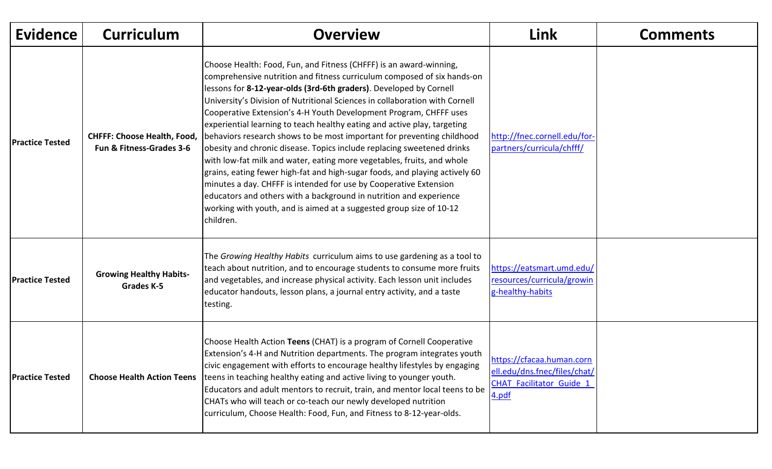| Evidence | Curriculum | Overview | Link | Comments |
| --- | --- | --- | --- | --- |
| Practice Tested | **CHFFF: Choose Health, Food, Fun & Fitness-Grades 3-6** | Choose Health: Food, Fun, and Fitness (CHFFF) is an award-winning, comprehensive nutrition and fitness curriculum composed of six hands-on lessons for **8-12-year-olds (3rd-6th graders)**. Developed by Cornell University's Division of Nutritional Sciences in collaboration with Cornell Cooperative Extension's 4-H Youth Development Program, CHFFF uses experiential learning to teach healthy eating and active play, targeting behaviors research shows to be most important for preventing childhood obesity and chronic disease. Topics include replacing sweetened drinks with low-fat milk and water, eating more vegetables, fruits, and whole grains, eating fewer high-fat and high-sugar foods, and playing actively 60 minutes a day. CHFFF is intended for use by Cooperative Extension educators and others with a background in nutrition and experience working with youth, and is aimed at a suggested group size of 10-12 children. | http://fnec.cornell.edu/for-partners/curricula/chfff/ | |
| Practice Tested | **Growing Healthy Habits-Grades K-5** | The *Growing Healthy Habits* curriculum aims to use gardening as a tool to teach about nutrition, and to encourage students to consume more fruits and vegetables, and increase physical activity. Each lesson unit includes educator handouts, lesson plans, a journal entry activity, and a taste testing. | https://eatsmart.umd.edu/resources/curricula/growing-healthy-habits | |
| Practice Tested | **Choose Health Action Teens** | Choose Health Action **Teens** (CHAT) is a program of Cornell Cooperative Extension's 4-H and Nutrition departments. The program integrates youth civic engagement with efforts to encourage healthy lifestyles by engaging teens in teaching healthy eating and active living to younger youth. Educators and adult mentors to recruit, train, and mentor local teens to be CHATs who will teach or co-teach our newly developed nutrition curriculum, Choose Health: Food, Fun, and Fitness to 8-12-year-olds. | https://cfacaa.human.cornell.edu/dns.fnec/files/chat/CHAT_Facilitator_Guide_14.pdf | |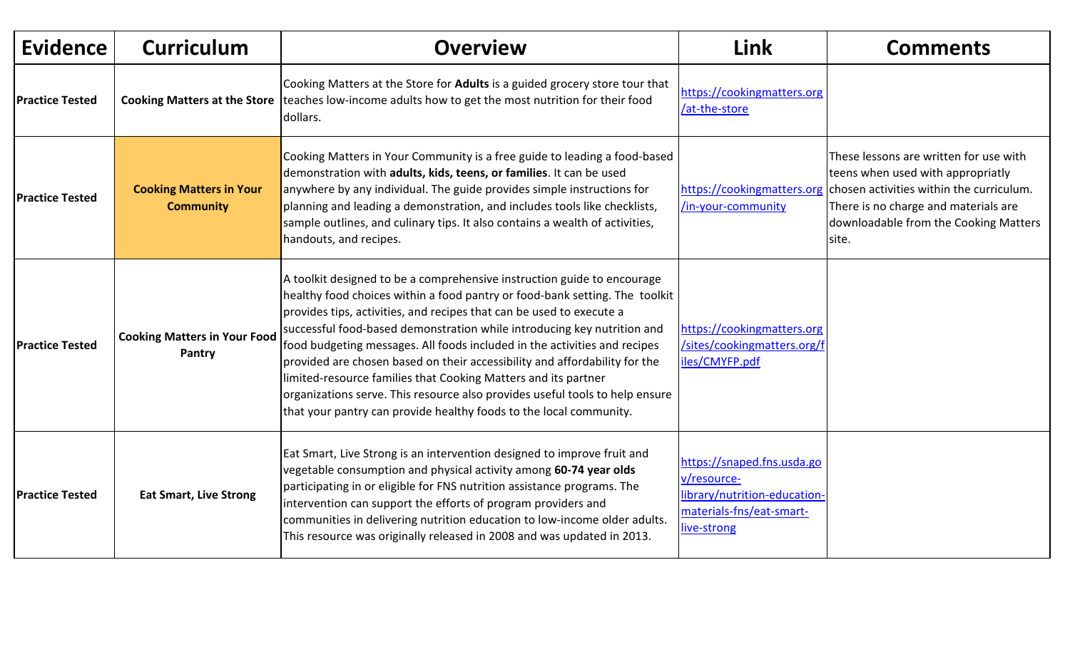| Evidence | Curriculum | Overview | Link | Comments |
|---|---|---|---|---|
| **Practice Tested** | **Cooking Matters at the Store** | Cooking Matters at the Store for **Adults** is a guided grocery store tour that teaches low-income adults how to get the most nutrition for their food dollars. | https://cookingmatters.org/at-the-store | |
| **Practice Tested** | **Cooking Matters in Your Community** | Cooking Matters in Your Community is a free guide to leading a food-based demonstration with **adults, kids, teens, or families**. It can be used anywhere by any individual. The guide provides simple instructions for planning and leading a demonstration, and includes tools like checklists, sample outlines, and culinary tips. It also contains a wealth of activities, handouts, and recipes. | https://cookingmatters.org/in-your-community | These lessons are written for use with teens when used with appropriatly chosen activities within the curriculum. There is no charge and materials are downloadable from the Cooking Matters site. |
| **Practice Tested** | **Cooking Matters in Your Food Pantry** | A toolkit designed to be a comprehensive instruction guide to encourage healthy food choices within a food pantry or food-bank setting. The toolkit provides tips, activities, and recipes that can be used to execute a successful food-based demonstration while introducing key nutrition and food budgeting messages. All foods included in the activities and recipes provided are chosen based on their accessibility and affordability for the limited-resource families that Cooking Matters and its partner organizations serve. This resource also provides useful tools to help ensure that your pantry can provide healthy foods to the local community. | https://cookingmatters.org/sites/cookingmatters.org/files/CMYFP.pdf | |
| **Practice Tested** | **Eat Smart, Live Strong** | Eat Smart, Live Strong is an intervention designed to improve fruit and vegetable consumption and physical activity among **60-74 year olds** participating in or eligible for FNS nutrition assistance programs. The intervention can support the efforts of program providers and communities in delivering nutrition education to low-income older adults. This resource was originally released in 2008 and was updated in 2013. | https://snaped.fns.usda.gov/resource-library/nutrition-education-materials-fns/eat-smart-live-strong | |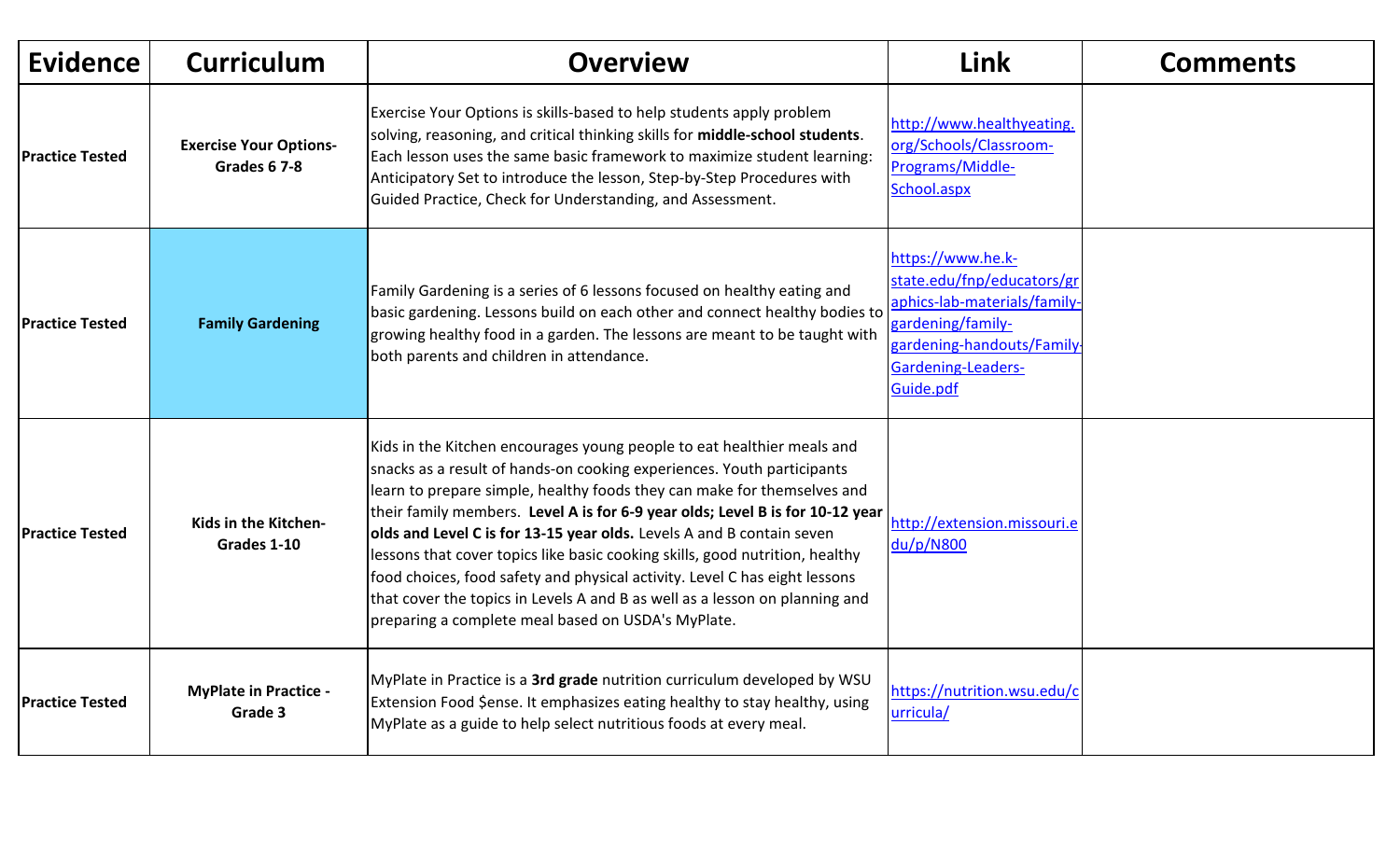| Evidence | Curriculum | Overview | Link | Comments |
| --- | --- | --- | --- | --- |
| **Practice Tested** | **Exercise Your Options- Grades 6 7-8** | Exercise Your Options is skills-based to help students apply problem solving, reasoning, and critical thinking skills for **middle-school students**. Each lesson uses the same basic framework to maximize student learning: Anticipatory Set to introduce the lesson, Step-by-Step Procedures with Guided Practice, Check for Understanding, and Assessment. | http://www.healthyeating.org/Schools/Classroom-Programs/Middle-School.aspx | |
| **Practice Tested** | **Family Gardening** | Family Gardening is a series of 6 lessons focused on healthy eating and basic gardening. Lessons build on each other and connect healthy bodies to growing healthy food in a garden. The lessons are meant to be taught with both parents and children in attendance. | https://www.he.k-state.edu/fnp/educators/graphics-lab-materials/family-gardening/family-gardening-handouts/Family-Gardening-Leaders-Guide.pdf | |
| **Practice Tested** | **Kids in the Kitchen- Grades 1-10** | Kids in the Kitchen encourages young people to eat healthier meals and snacks as a result of hands-on cooking experiences. Youth participants learn to prepare simple, healthy foods they can make for themselves and their family members. **Level A is for 6-9 year olds; Level B is for 10-12 year olds and Level C is for 13-15 year olds.** Levels A and B contain seven lessons that cover topics like basic cooking skills, good nutrition, healthy food choices, food safety and physical activity. Level C has eight lessons that cover the topics in Levels A and B as well as a lesson on planning and preparing a complete meal based on USDA's MyPlate. | http://extension.missouri.edu/p/N800 | |
| **Practice Tested** | **MyPlate in Practice - Grade 3** | MyPlate in Practice is a **3rd grade** nutrition curriculum developed by WSU Extension Food $ense. It emphasizes eating healthy to stay healthy, using MyPlate as a guide to help select nutritious foods at every meal. | https://nutrition.wsu.edu/curricula/ | |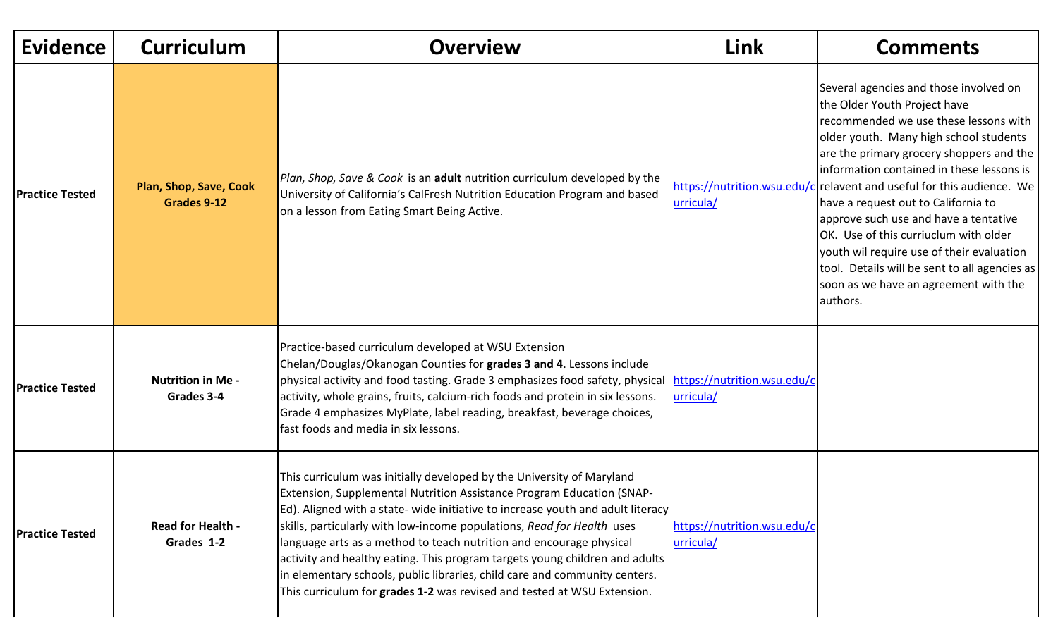| Evidence | Curriculum | Overview | Link | Comments |
|---|---|---|---|---|
| **Practice Tested** | **Plan, Shop, Save, Cook Grades 9-12** | *Plan, Shop, Save & Cook* is an **adult** nutrition curriculum developed by the University of California's CalFresh Nutrition Education Program and based on a lesson from Eating Smart Being Active. | https://nutrition.wsu.edu/curricula/ | Several agencies and those involved on the Older Youth Project have recommended we use these lessons with older youth. Many high school students are the primary grocery shoppers and the information contained in these lessons is relavent and useful for this audience. We have a request out to California to approve such use and have a tentative OK. Use of this curriuclum with older youth wil require use of their evaluation tool. Details will be sent to all agencies as soon as we have an agreement with the authors. |
| **Practice Tested** | **Nutrition in Me - Grades 3-4** | Practice-based curriculum developed at WSU Extension Chelan/Douglas/Okanogan Counties for **grades 3 and 4**. Lessons include physical activity and food tasting. Grade 3 emphasizes food safety, physical activity, whole grains, fruits, calcium-rich foods and protein in six lessons. Grade 4 emphasizes MyPlate, label reading, breakfast, beverage choices, fast foods and media in six lessons. | https://nutrition.wsu.edu/curricula/ | |
| **Practice Tested** | **Read for Health - Grades 1-2** | This curriculum was initially developed by the University of Maryland Extension, Supplemental Nutrition Assistance Program Education (SNAP-Ed). Aligned with a state- wide initiative to increase youth and adult literacy skills, particularly with low-income populations, *Read for Health* uses language arts as a method to teach nutrition and encourage physical activity and healthy eating. This program targets young children and adults in elementary schools, public libraries, child care and community centers. This curriculum for **grades 1-2** was revised and tested at WSU Extension. | https://nutrition.wsu.edu/curricula/ | |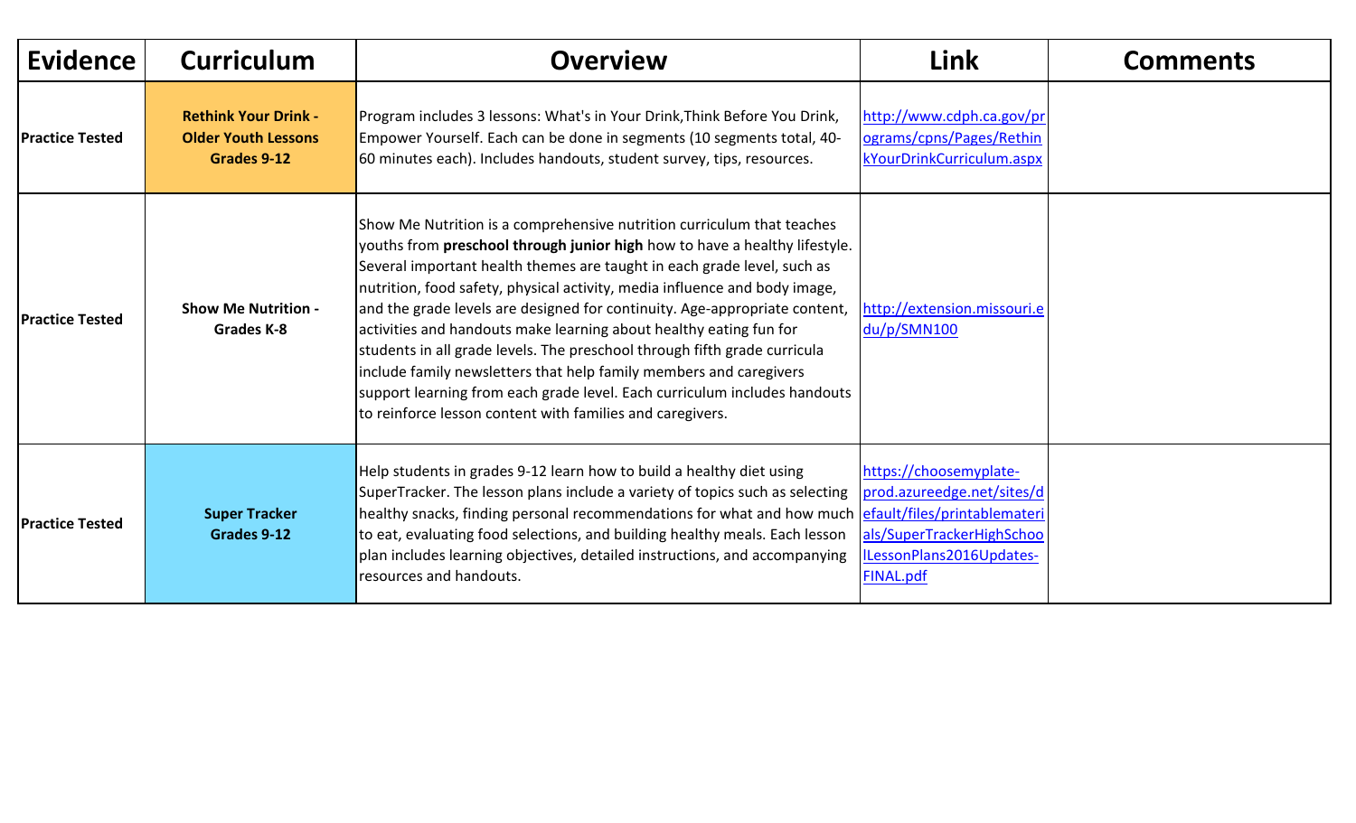| Evidence | Curriculum | Overview | Link | Comments |
| --- | --- | --- | --- | --- |
| **Practice Tested** | **Rethink Your Drink - Older Youth Lessons Grades 9-12** | Program includes 3 lessons: What's in Your Drink,Think Before You Drink, Empower Yourself. Each can be done in segments (10 segments total, 40-60 minutes each). Includes handouts, student survey, tips, resources. | http://www.cdph.ca.gov/programs/cpns/Pages/RethinkYourDrinkCurriculum.aspx | |
| **Practice Tested** | **Show Me Nutrition - Grades K-8** | Show Me Nutrition is a comprehensive nutrition curriculum that teaches youths from **preschool through junior high** how to have a healthy lifestyle. Several important health themes are taught in each grade level, such as nutrition, food safety, physical activity, media influence and body image, and the grade levels are designed for continuity. Age-appropriate content, activities and handouts make learning about healthy eating fun for students in all grade levels. The preschool through fifth grade curricula include family newsletters that help family members and caregivers support learning from each grade level. Each curriculum includes handouts to reinforce lesson content with families and caregivers. | http://extension.missouri.edu/p/SMN100 | |
| **Practice Tested** | **Super Tracker Grades 9-12** | Help students in grades 9-12 learn how to build a healthy diet using SuperTracker. The lesson plans include a variety of topics such as selecting healthy snacks, finding personal recommendations for what and how much to eat, evaluating food selections, and building healthy meals. Each lesson plan includes learning objectives, detailed instructions, and accompanying resources and handouts. | https://choosemyplate-prod.azureedge.net/sites/default/files/printablematerials/SuperTrackerHighSchoolLessonPlans2016Updates-FINAL.pdf | |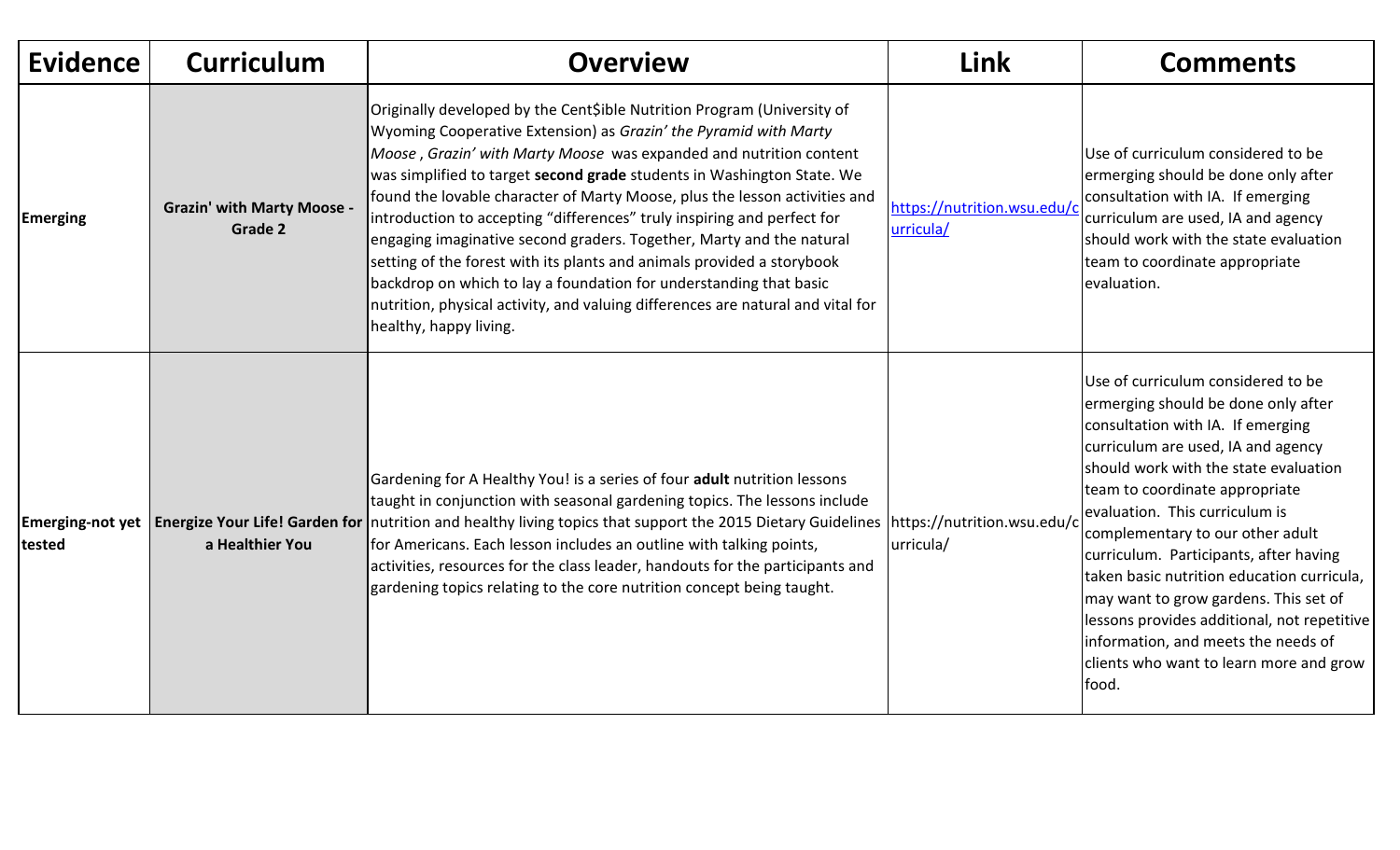| Evidence | Curriculum | Overview | Link | Comments |
|---|---|---|---|---|
| Emerging | **Grazin' with Marty Moose - Grade 2** | Originally developed by the Cent$ible Nutrition Program (University of Wyoming Cooperative Extension) as *Grazin' the Pyramid with Marty Moose* , *Grazin' with Marty Moose* was expanded and nutrition content was simplified to target **second grade** students in Washington State. We found the lovable character of Marty Moose, plus the lesson activities and introduction to accepting "differences" truly inspiring and perfect for engaging imaginative second graders. Together, Marty and the natural setting of the forest with its plants and animals provided a storybook backdrop on which to lay a foundation for understanding that basic nutrition, physical activity, and valuing differences are natural and vital for healthy, happy living. | https://nutrition.wsu.edu/curricula/ | Use of curriculum considered to be ermerging should be done only after consultation with IA. If emerging curriculum are used, IA and agency should work with the state evaluation team to coordinate appropriate evaluation. |
| Emerging-not yet tested | **Energize Your Life! Garden for a Healthier You** | Gardening for A Healthy You! is a series of four **adult** nutrition lessons taught in conjunction with seasonal gardening topics. The lessons include nutrition and healthy living topics that support the 2015 Dietary Guidelines for Americans. Each lesson includes an outline with talking points, activities, resources for the class leader, handouts for the participants and gardening topics relating to the core nutrition concept being taught. | https://nutrition.wsu.edu/curricula/ | Use of curriculum considered to be ermerging should be done only after consultation with IA. If emerging curriculum are used, IA and agency should work with the state evaluation team to coordinate appropriate evaluation. This curriculum is complementary to our other adult curriculum. Participants, after having taken basic nutrition education curricula, may want to grow gardens. This set of lessons provides additional, not repetitive information, and meets the needs of clients who want to learn more and grow food. |